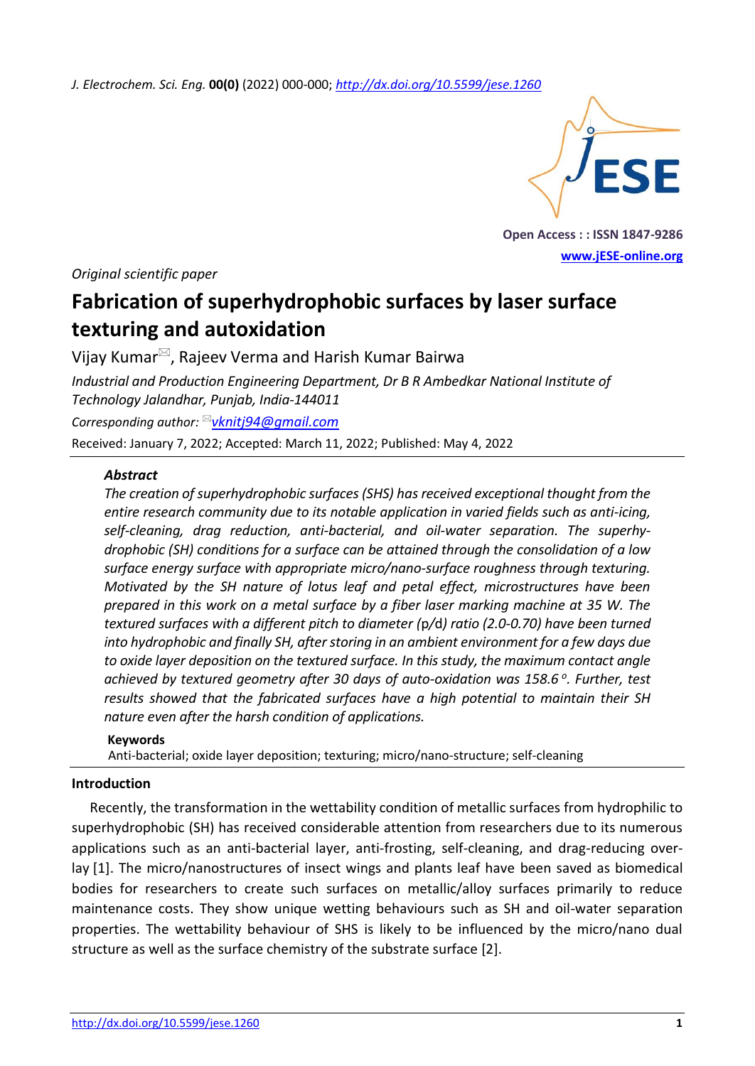Original scientific paper

# Fabrication of superhydrophobic surfaces by laser surface texturing and autoxidation

Vijay Kumar, Rajeev Verma and Harish Kumar Bairwa

*Industrial and Production Engineering Department, Dr B R Ambedkar National Institute of Technology Jalandhar, Punjab, India-144011*

*Corresponding author:* vknitj94@gmail.com

Received: January 7, 2022; Accepted: March 11, 2022; Published: May 4, 2022

### *Abstract*

*The creation of superhydrophobic surfaces (SHS) has received exceptional thought from the entire research community due to its notable application in varied fields such as anti-icing, self-cleaning, drag reduction, anti-bacterial, and oil-water separation. The superhydrophobic (SH) conditions for a surface can be attained through the consolidation of a low surface energy surface with appropriate micro/nano-surface roughness through texturing. Motivated by the SH nature of lotus leaf and petal effect, microstructures have been prepared in this work on a metal surface by a fiber laser marking machine at 35 W. The textured surfaces with a different pitch to diameter (p/d) ratio (2.0-0.70) have been turned into hydrophobic and finally SH, after storing in an ambient environment for a few days due to oxide layer deposition on the textured surface. In this study, the maximum contact angle achieved by textured geometry after 30 days of auto-oxidation was 158.6 °. Further, test results showed that the fabricated surfaces have a high potential to maintain their SH nature even after the harsh condition of applications.*

**Keywords**

Anti-bacterial; oxide layer deposition; texturing; micro/nano-structure; self-cleaning

## Introduction

Recently, the transformation in the wettability condition of metallic surfaces from hydrophilic to superhydrophobic (SH) has received considerable attention from researchers due to its numerous applications such as an anti-bacterial layer, anti-frosting, self-cleaning, and drag-reducing overlay [1]. The micro/nanostructures of insect wings and plants leaf have been saved as biomedical bodies for researchers to create such surfaces on metallic/alloy surfaces primarily to reduce maintenance costs. They show unique wetting behaviours such as SH and oil-water separation properties. The wettability behaviour of SHS is likely to be influenced by the micro/nano dual structure as well as the surface chemistry of the substrate surface [2].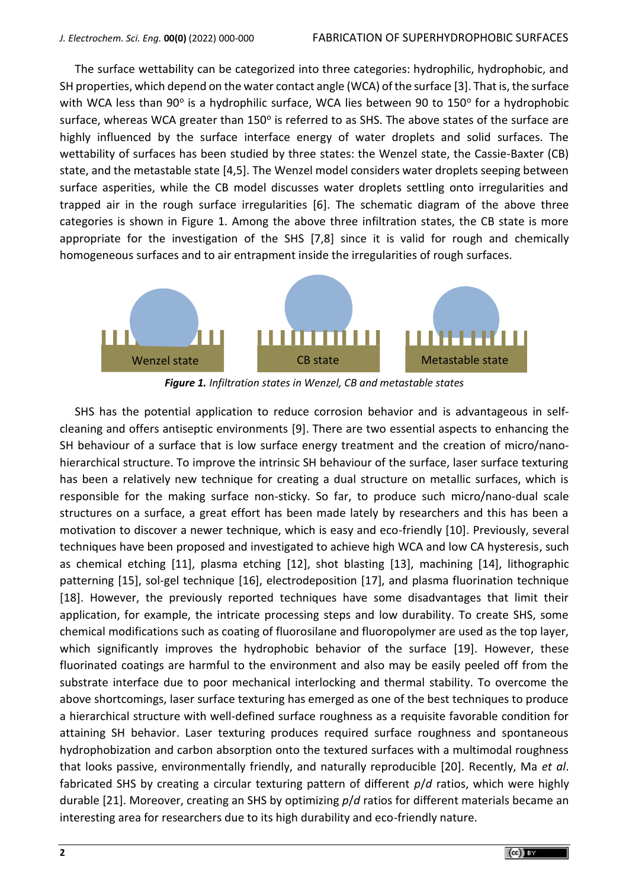The surface wettability can be categorized into three categories: hydrophilic, hydrophobic, and SH properties, which depend on the water contact angle (WCA) of the surface [3]. That is, the surface with WCA less than 90° is a hydrophilic surface, WCA lies between 90 to 150° for a hydrophobic surface, whereas WCA greater than 150° is referred to as SHS. The above states of the surface are highly influenced by the surface interface energy of water droplets and solid surfaces. The wettability of surfaces has been studied by three states: the Wenzel state, the Cassie-Baxter (CB) state, and the metastable state [4,5]. The Wenzel model considers water droplets seeping between surface asperities, while the CB model discusses water droplets settling onto irregularities and trapped air in the rough surface irregularities [6]. The schematic diagram of the above three categories is shown in Figure 1. Among the above three infiltration states, the CB state is more appropriate for the investigation of the SHS [7,8] since it is valid for rough and chemically homogeneous surfaces and to air entrapment inside the irregularities of rough surfaces.

Wenzel state | CB state | Metastable state

***Figure 1.*** *Infiltration states in Wenzel, CB and metastable states*

SHS has the potential application to reduce corrosion behavior and is advantageous in self-cleaning and offers antiseptic environments [9]. There are two essential aspects to enhancing the SH behaviour of a surface that is low surface energy treatment and the creation of micro/nano-hierarchical structure. To improve the intrinsic SH behaviour of the surface, laser surface texturing has been a relatively new technique for creating a dual structure on metallic surfaces, which is responsible for the making surface non-sticky. So far, to produce such micro/nano-dual scale structures on a surface, a great effort has been made lately by researchers and this has been a motivation to discover a newer technique, which is easy and eco-friendly [10]. Previously, several techniques have been proposed and investigated to achieve high WCA and low CA hysteresis, such as chemical etching [11], plasma etching [12], shot blasting [13], machining [14], lithographic patterning [15], sol-gel technique [16], electrodeposition [17], and plasma fluorination technique [18]. However, the previously reported techniques have some disadvantages that limit their application, for example, the intricate processing steps and low durability. To create SHS, some chemical modifications such as coating of fluorosilane and fluoropolymer are used as the top layer, which significantly improves the hydrophobic behavior of the surface [19]. However, these fluorinated coatings are harmful to the environment and also may be easily peeled off from the substrate interface due to poor mechanical interlocking and thermal stability. To overcome the above shortcomings, laser surface texturing has emerged as one of the best techniques to produce a hierarchical structure with well-defined surface roughness as a requisite favorable condition for attaining SH behavior. Laser texturing produces required surface roughness and spontaneous hydrophobization and carbon absorption onto the textured surfaces with a multimodal roughness that looks passive, environmentally friendly, and naturally reproducible [20]. Recently, Ma *et al*. fabricated SHS by creating a circular texturing pattern of different *p*/*d* ratios, which were highly durable [21]. Moreover, creating an SHS by optimizing *p*/*d* ratios for different materials became an interesting area for researchers due to its high durability and eco-friendly nature.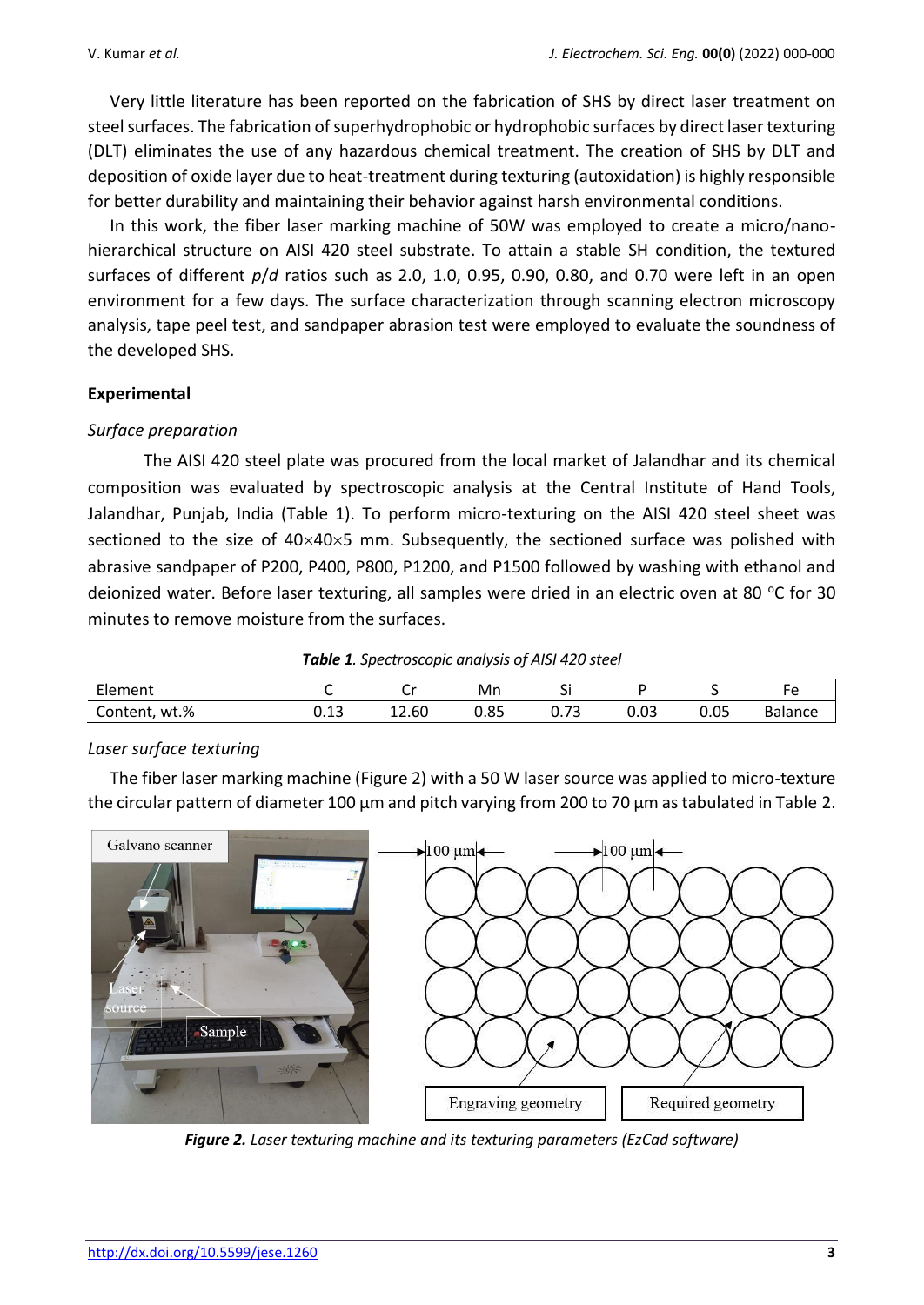Very little literature has been reported on the fabrication of SHS by direct laser treatment on steel surfaces. The fabrication of superhydrophobic or hydrophobic surfaces by direct laser texturing (DLT) eliminates the use of any hazardous chemical treatment. The creation of SHS by DLT and deposition of oxide layer due to heat-treatment during texturing (autoxidation) is highly responsible for better durability and maintaining their behavior against harsh environmental conditions.

In this work, the fiber laser marking machine of 50W was employed to create a micro/nano-hierarchical structure on AISI 420 steel substrate. To attain a stable SH condition, the textured surfaces of different *p*/*d* ratios such as 2.0, 1.0, 0.95, 0.90, 0.80, and 0.70 were left in an open environment for a few days. The surface characterization through scanning electron microscopy analysis, tape peel test, and sandpaper abrasion test were employed to evaluate the soundness of the developed SHS.

## Experimental

### *Surface preparation*

The AISI 420 steel plate was procured from the local market of Jalandhar and its chemical composition was evaluated by spectroscopic analysis at the Central Institute of Hand Tools, Jalandhar, Punjab, India (Table 1). To perform micro-texturing on the AISI 420 steel sheet was sectioned to the size of 40×40×5 mm. Subsequently, the sectioned surface was polished with abrasive sandpaper of P200, P400, P800, P1200, and P1500 followed by washing with ethanol and deionized water. Before laser texturing, all samples were dried in an electric oven at 80 °C for 30 minutes to remove moisture from the surfaces.

***Table 1**. Spectroscopic analysis of AISI 420 steel*

| Element | C | Cr | Mn | Si | P | S | Fe |
|---|---|---|---|---|---|---|---|
| Content, wt.% | 0.13 | 12.60 | 0.85 | 0.73 | 0.03 | 0.05 | Balance |

### *Laser surface texturing*

The fiber laser marking machine (Figure 2) with a 50 W laser source was applied to micro-texture the circular pattern of diameter 100 µm and pitch varying from 200 to 70 µm as tabulated in Table 2.

***Figure 2.** Laser texturing machine and its texturing parameters (EzCad software)*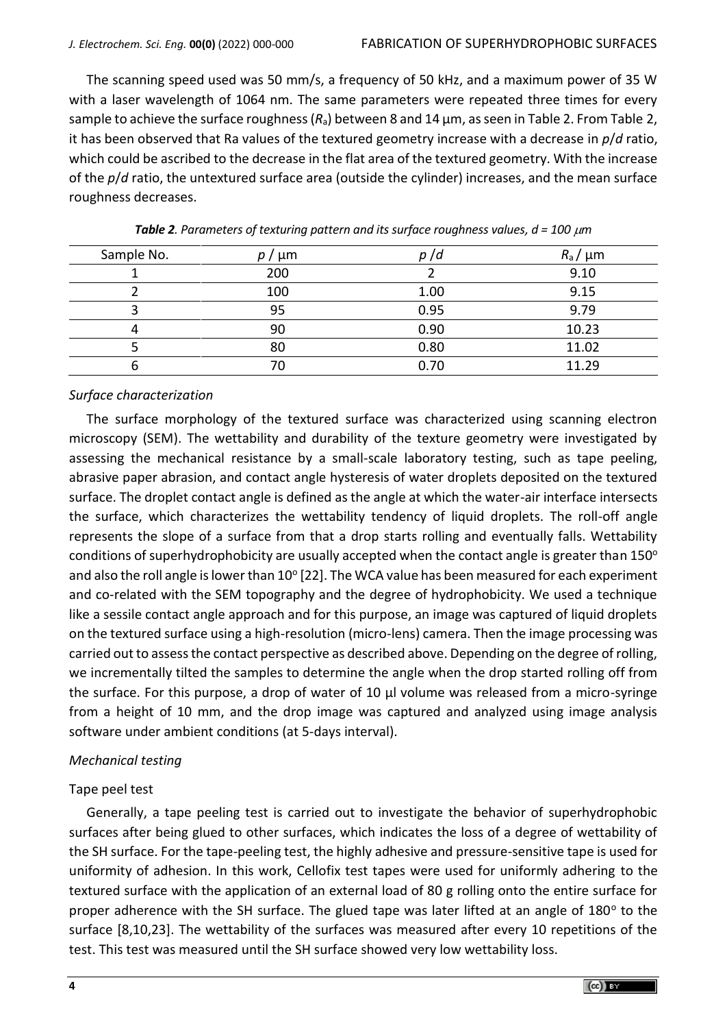The scanning speed used was 50 mm/s, a frequency of 50 kHz, and a maximum power of 35 W with a laser wavelength of 1064 nm. The same parameters were repeated three times for every sample to achieve the surface roughness ($R_a$) between 8 and 14 µm, as seen in Table 2. From Table 2, it has been observed that Ra values of the textured geometry increase with a decrease in $p/d$ ratio, which could be ascribed to the decrease in the flat area of the textured geometry. With the increase of the $p/d$ ratio, the untextured surface area (outside the cylinder) increases, and the mean surface roughness decreases.

***Table 2**. Parameters of texturing pattern and its surface roughness values, $d$ = 100 µm*

| Sample No. | $p$ / µm | $p$ /$d$ | $R_a$ / µm |
|---|---|---|---|
| 1 | 200 | 2 | 9.10 |
| 2 | 100 | 1.00 | 9.15 |
| 3 | 95 | 0.95 | 9.79 |
| 4 | 90 | 0.90 | 10.23 |
| 5 | 80 | 0.80 | 11.02 |
| 6 | 70 | 0.70 | 11.29 |

### *Surface characterization*

The surface morphology of the textured surface was characterized using scanning electron microscopy (SEM). The wettability and durability of the texture geometry were investigated by assessing the mechanical resistance by a small-scale laboratory testing, such as tape peeling, abrasive paper abrasion, and contact angle hysteresis of water droplets deposited on the textured surface. The droplet contact angle is defined as the angle at which the water-air interface intersects the surface, which characterizes the wettability tendency of liquid droplets. The roll-off angle represents the slope of a surface from that a drop starts rolling and eventually falls. Wettability conditions of superhydrophobicity are usually accepted when the contact angle is greater than 150$^o$ and also the roll angle is lower than 10$^o$ [22]. The WCA value has been measured for each experiment and co-related with the SEM topography and the degree of hydrophobicity. We used a technique like a sessile contact angle approach and for this purpose, an image was captured of liquid droplets on the textured surface using a high-resolution (micro-lens) camera. Then the image processing was carried out to assess the contact perspective as described above. Depending on the degree of rolling, we incrementally tilted the samples to determine the angle when the drop started rolling off from the surface. For this purpose, a drop of water of 10 µl volume was released from a micro-syringe from a height of 10 mm, and the drop image was captured and analyzed using image analysis software under ambient conditions (at 5-days interval).

### *Mechanical testing*

#### Tape peel test

Generally, a tape peeling test is carried out to investigate the behavior of superhydrophobic surfaces after being glued to other surfaces, which indicates the loss of a degree of wettability of the SH surface. For the tape-peeling test, the highly adhesive and pressure-sensitive tape is used for uniformity of adhesion. In this work, Cellofix test tapes were used for uniformly adhering to the textured surface with the application of an external load of 80 g rolling onto the entire surface for proper adherence with the SH surface. The glued tape was later lifted at an angle of 180$^o$ to the surface [8,10,23]. The wettability of the surfaces was measured after every 10 repetitions of the test. This test was measured until the SH surface showed very low wettability loss.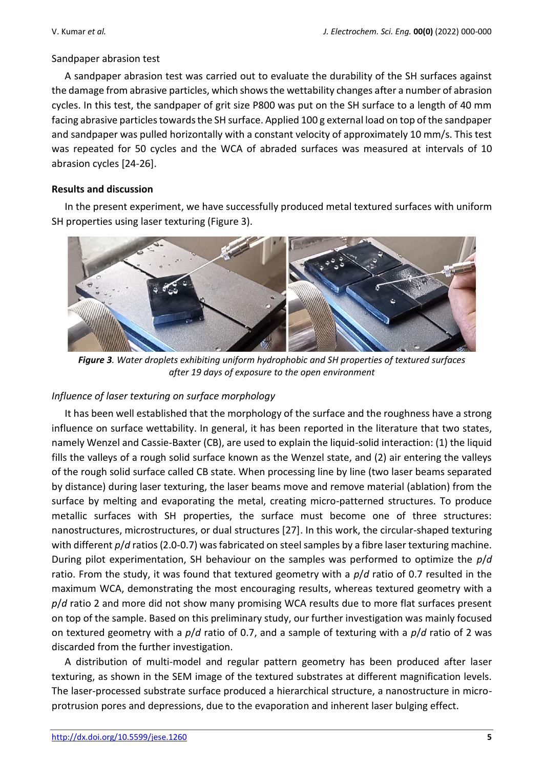Sandpaper abrasion test

A sandpaper abrasion test was carried out to evaluate the durability of the SH surfaces against the damage from abrasive particles, which shows the wettability changes after a number of abrasion cycles. In this test, the sandpaper of grit size P800 was put on the SH surface to a length of 40 mm facing abrasive particles towards the SH surface. Applied 100 g external load on top of the sandpaper and sandpaper was pulled horizontally with a constant velocity of approximately 10 mm/s. This test was repeated for 50 cycles and the WCA of abraded surfaces was measured at intervals of 10 abrasion cycles [24-26].

## Results and discussion

In the present experiment, we have successfully produced metal textured surfaces with uniform SH properties using laser texturing (Figure 3).

***Figure 3**. Water droplets exhibiting uniform hydrophobic and SH properties of textured surfaces after 19 days of exposure to the open environment*

### *Influence of laser texturing on surface morphology*

It has been well established that the morphology of the surface and the roughness have a strong influence on surface wettability. In general, it has been reported in the literature that two states, namely Wenzel and Cassie-Baxter (CB), are used to explain the liquid-solid interaction: (1) the liquid fills the valleys of a rough solid surface known as the Wenzel state, and (2) air entering the valleys of the rough solid surface called CB state. When processing line by line (two laser beams separated by distance) during laser texturing, the laser beams move and remove material (ablation) from the surface by melting and evaporating the metal, creating micro-patterned structures. To produce metallic surfaces with SH properties, the surface must become one of three structures: nanostructures, microstructures, or dual structures [27]. In this work, the circular-shaped texturing with different $p/d$ ratios (2.0-0.7) was fabricated on steel samples by a fibre laser texturing machine. During pilot experimentation, SH behaviour on the samples was performed to optimize the $p/d$ ratio. From the study, it was found that textured geometry with a $p/d$ ratio of 0.7 resulted in the maximum WCA, demonstrating the most encouraging results, whereas textured geometry with a $p/d$ ratio 2 and more did not show many promising WCA results due to more flat surfaces present on top of the sample. Based on this preliminary study, our further investigation was mainly focused on textured geometry with a $p/d$ ratio of 0.7, and a sample of texturing with a $p/d$ ratio of 2 was discarded from the further investigation.

A distribution of multi-model and regular pattern geometry has been produced after laser texturing, as shown in the SEM image of the textured substrates at different magnification levels. The laser-processed substrate surface produced a hierarchical structure, a nanostructure in micro-protrusion pores and depressions, due to the evaporation and inherent laser bulging effect.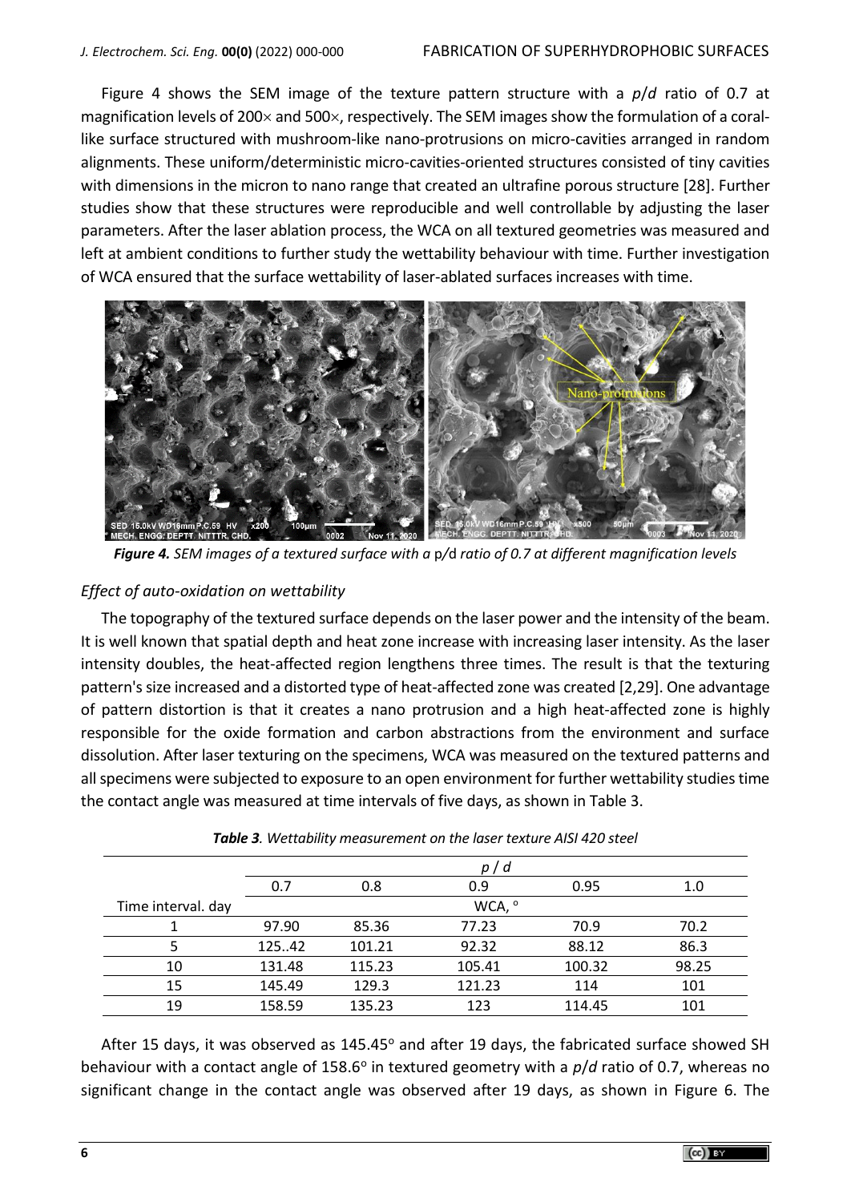Figure 4 shows the SEM image of the texture pattern structure with a *p*/*d* ratio of 0.7 at magnification levels of 200× and 500×, respectively. The SEM images show the formulation of a coral-like surface structured with mushroom-like nano-protrusions on micro-cavities arranged in random alignments. These uniform/deterministic micro-cavities-oriented structures consisted of tiny cavities with dimensions in the micron to nano range that created an ultrafine porous structure [28]. Further studies show that these structures were reproducible and well controllable by adjusting the laser parameters. After the laser ablation process, the WCA on all textured geometries was measured and left at ambient conditions to further study the wettability behaviour with time. Further investigation of WCA ensured that the surface wettability of laser-ablated surfaces increases with time.

***Figure 4.*** *SEM images of a textured surface with a p/d ratio of 0.7 at different magnification levels*

### *Effect of auto-oxidation on wettability*

The topography of the textured surface depends on the laser power and the intensity of the beam. It is well known that spatial depth and heat zone increase with increasing laser intensity. As the laser intensity doubles, the heat-affected region lengthens three times. The result is that the texturing pattern's size increased and a distorted type of heat-affected zone was created [2,29]. One advantage of pattern distortion is that it creates a nano protrusion and a high heat-affected zone is highly responsible for the oxide formation and carbon abstractions from the environment and surface dissolution. After laser texturing on the specimens, WCA was measured on the textured patterns and all specimens were subjected to exposure to an open environment for further wettability studies time the contact angle was measured at time intervals of five days, as shown in Table 3.

***Table 3****. Wettability measurement on the laser texture AISI 420 steel*

| | *p* / *d* | | | | |
|---|---|---|---|---|---|
| | 0.7 | 0.8 | 0.9 | 0.95 | 1.0 |
| Time interval. day | WCA, ° | | | | |
| 1 | 97.90 | 85.36 | 77.23 | 70.9 | 70.2 |
| 5 | 125..42 | 101.21 | 92.32 | 88.12 | 86.3 |
| 10 | 131.48 | 115.23 | 105.41 | 100.32 | 98.25 |
| 15 | 145.49 | 129.3 | 121.23 | 114 | 101 |
| 19 | 158.59 | 135.23 | 123 | 114.45 | 101 |

After 15 days, it was observed as 145.45° and after 19 days, the fabricated surface showed SH behaviour with a contact angle of 158.6° in textured geometry with a *p*/*d* ratio of 0.7, whereas no significant change in the contact angle was observed after 19 days, as shown in Figure 6. The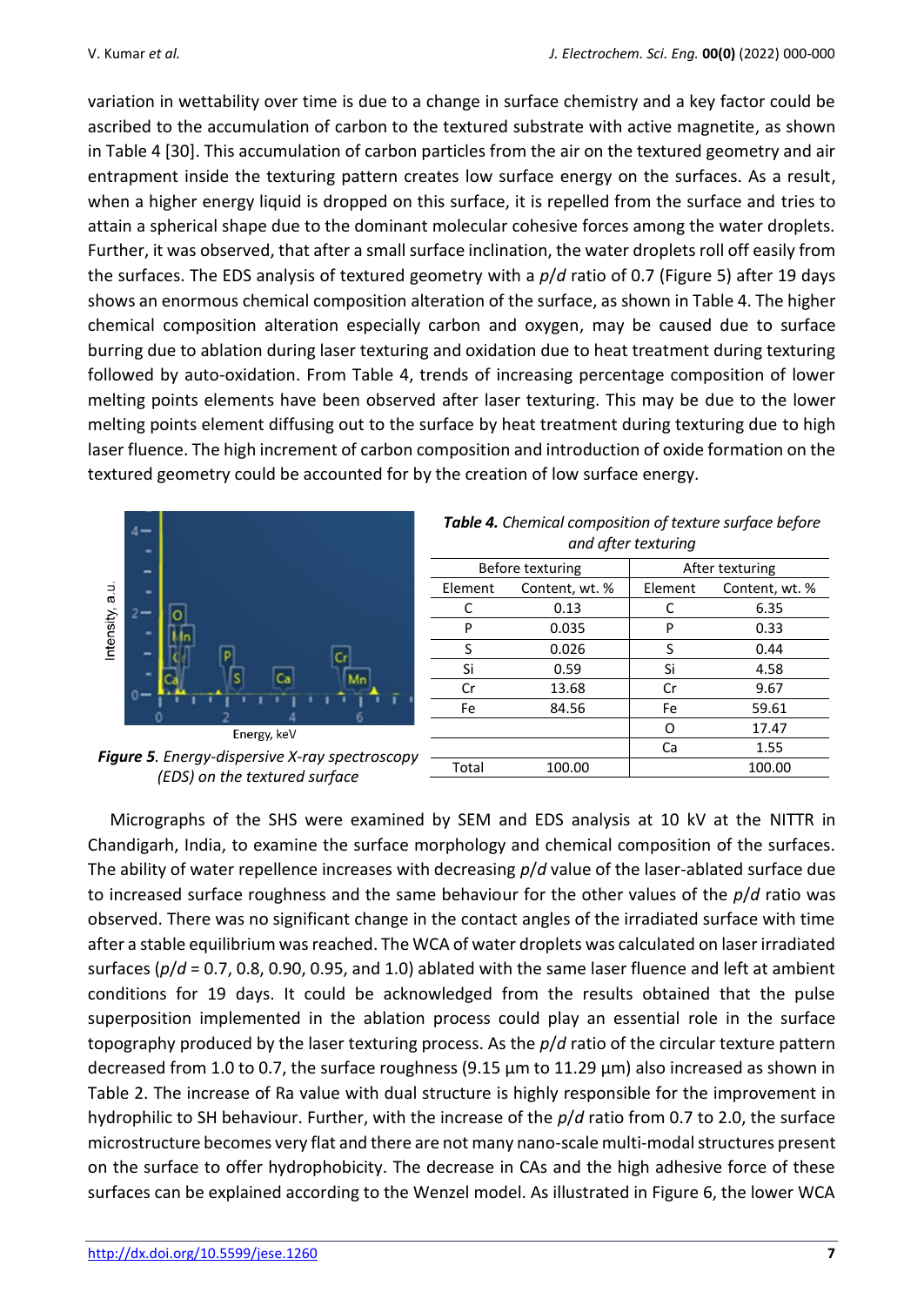variation in wettability over time is due to a change in surface chemistry and a key factor could be ascribed to the accumulation of carbon to the textured substrate with active magnetite, as shown in Table 4 [30]. This accumulation of carbon particles from the air on the textured geometry and air entrapment inside the texturing pattern creates low surface energy on the surfaces. As a result, when a higher energy liquid is dropped on this surface, it is repelled from the surface and tries to attain a spherical shape due to the dominant molecular cohesive forces among the water droplets. Further, it was observed, that after a small surface inclination, the water droplets roll off easily from the surfaces. The EDS analysis of textured geometry with a *p*/*d* ratio of 0.7 (Figure 5) after 19 days shows an enormous chemical composition alteration of the surface, as shown in Table 4. The higher chemical composition alteration especially carbon and oxygen, may be caused due to surface burring due to ablation during laser texturing and oxidation due to heat treatment during texturing followed by auto-oxidation. From Table 4, trends of increasing percentage composition of lower melting points elements have been observed after laser texturing. This may be due to the lower melting points element diffusing out to the surface by heat treatment during texturing due to high laser fluence. The high increment of carbon composition and introduction of oxide formation on the textured geometry could be accounted for by the creation of low surface energy.

***Figure 5***. *Energy-dispersive X-ray spectroscopy (EDS) on the textured surface*

***Table 4.*** *Chemical composition of texture surface before and after texturing*

| Before texturing | | After texturing | |
|---|---|---|---|
| Element | Content, wt. % | Element | Content, wt. % |
| C | 0.13 | C | 6.35 |
| P | 0.035 | P | 0.33 |
| S | 0.026 | S | 0.44 |
| Si | 0.59 | Si | 4.58 |
| Cr | 13.68 | Cr | 9.67 |
| Fe | 84.56 | Fe | 59.61 |
| | | O | 17.47 |
| | | Ca | 1.55 |
| Total | 100.00 | | 100.00 |

Micrographs of the SHS were examined by SEM and EDS analysis at 10 kV at the NITTR in Chandigarh, India, to examine the surface morphology and chemical composition of the surfaces. The ability of water repellence increases with decreasing *p*/*d* value of the laser-ablated surface due to increased surface roughness and the same behaviour for the other values of the *p*/*d* ratio was observed. There was no significant change in the contact angles of the irradiated surface with time after a stable equilibrium was reached. The WCA of water droplets was calculated on laser irradiated surfaces (*p*/*d* = 0.7, 0.8, 0.90, 0.95, and 1.0) ablated with the same laser fluence and left at ambient conditions for 19 days. It could be acknowledged from the results obtained that the pulse superposition implemented in the ablation process could play an essential role in the surface topography produced by the laser texturing process. As the *p*/*d* ratio of the circular texture pattern decreased from 1.0 to 0.7, the surface roughness (9.15 µm to 11.29 µm) also increased as shown in Table 2. The increase of Ra value with dual structure is highly responsible for the improvement in hydrophilic to SH behaviour. Further, with the increase of the *p*/*d* ratio from 0.7 to 2.0, the surface microstructure becomes very flat and there are not many nano-scale multi-modal structures present on the surface to offer hydrophobicity. The decrease in CAs and the high adhesive force of these surfaces can be explained according to the Wenzel model. As illustrated in Figure 6, the lower WCA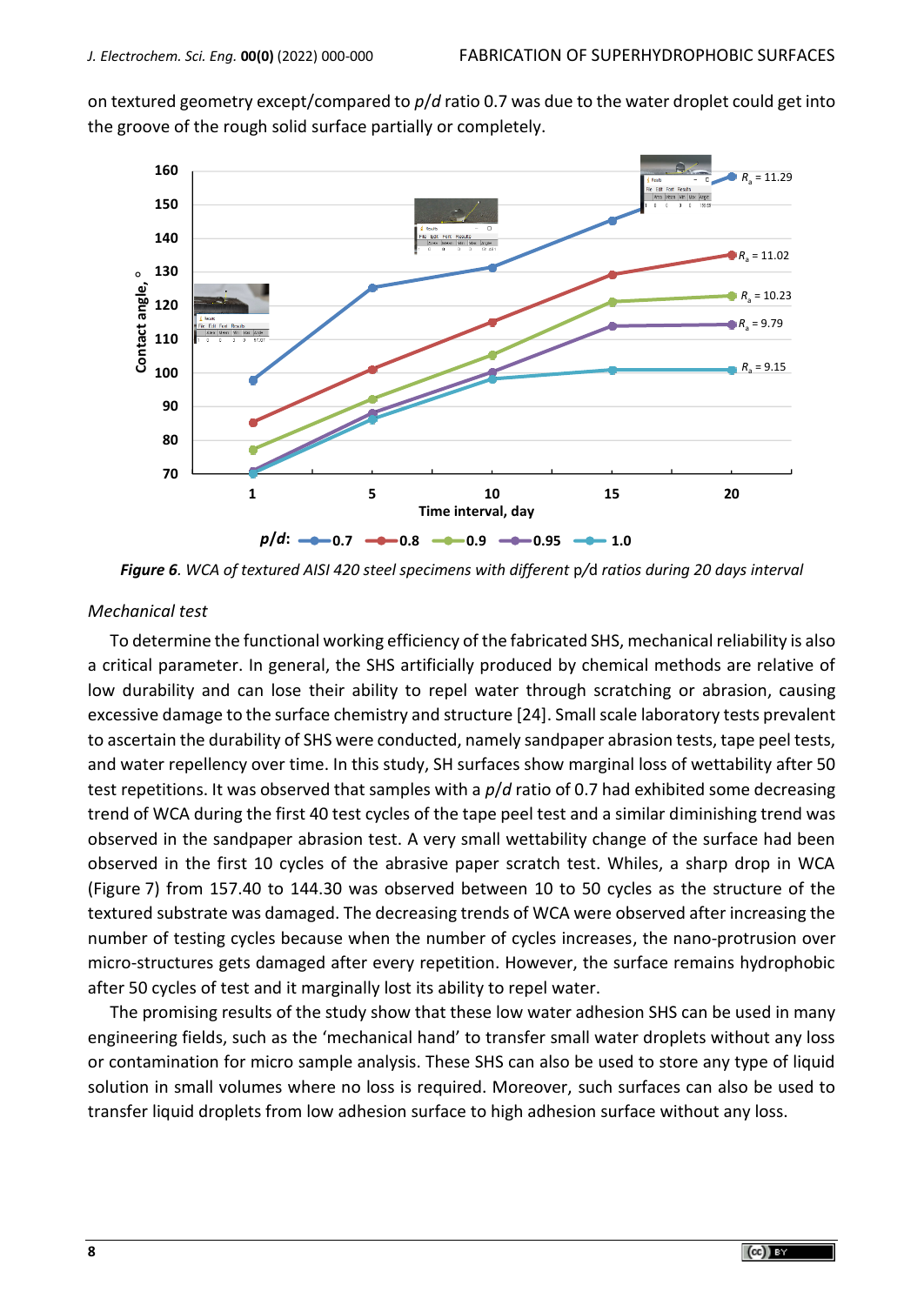on textured geometry except/compared to *p*/*d* ratio 0.7 was due to the water droplet could get into the groove of the rough solid surface partially or completely.

***Figure 6****. WCA of textured AISI 420 steel specimens with different* p/d *ratios during 20 days interval*

*Mechanical test*

To determine the functional working efficiency of the fabricated SHS, mechanical reliability is also a critical parameter. In general, the SHS artificially produced by chemical methods are relative of low durability and can lose their ability to repel water through scratching or abrasion, causing excessive damage to the surface chemistry and structure [24]. Small scale laboratory tests prevalent to ascertain the durability of SHS were conducted, namely sandpaper abrasion tests, tape peel tests, and water repellency over time. In this study, SH surfaces show marginal loss of wettability after 50 test repetitions. It was observed that samples with a *p*/*d* ratio of 0.7 had exhibited some decreasing trend of WCA during the first 40 test cycles of the tape peel test and a similar diminishing trend was observed in the sandpaper abrasion test. A very small wettability change of the surface had been observed in the first 10 cycles of the abrasive paper scratch test. Whiles, a sharp drop in WCA (Figure 7) from 157.40 to 144.30 was observed between 10 to 50 cycles as the structure of the textured substrate was damaged. The decreasing trends of WCA were observed after increasing the number of testing cycles because when the number of cycles increases, the nano-protrusion over micro-structures gets damaged after every repetition. However, the surface remains hydrophobic after 50 cycles of test and it marginally lost its ability to repel water.

The promising results of the study show that these low water adhesion SHS can be used in many engineering fields, such as the 'mechanical hand' to transfer small water droplets without any loss or contamination for micro sample analysis. These SHS can also be used to store any type of liquid solution in small volumes where no loss is required. Moreover, such surfaces can also be used to transfer liquid droplets from low adhesion surface to high adhesion surface without any loss.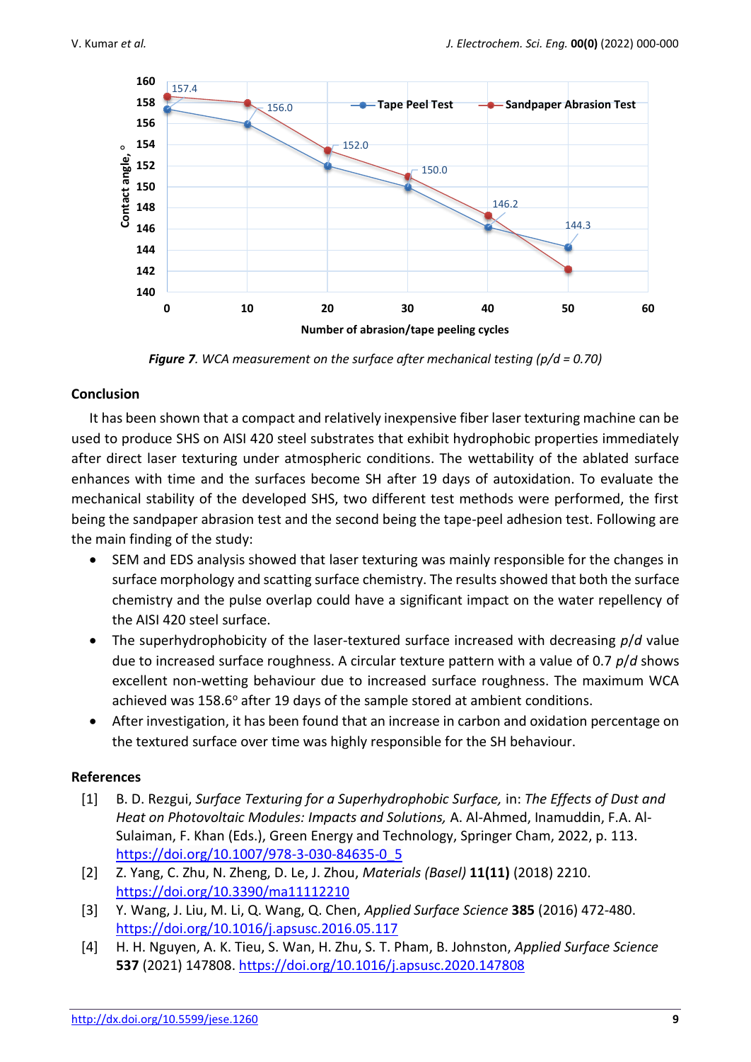**Figure 7**. *WCA measurement on the surface after mechanical testing (p/d = 0.70)*

## Conclusion

It has been shown that a compact and relatively inexpensive fiber laser texturing machine can be used to produce SHS on AISI 420 steel substrates that exhibit hydrophobic properties immediately after direct laser texturing under atmospheric conditions. The wettability of the ablated surface enhances with time and the surfaces become SH after 19 days of autoxidation. To evaluate the mechanical stability of the developed SHS, two different test methods were performed, the first being the sandpaper abrasion test and the second being the tape-peel adhesion test. Following are the main finding of the study:

- SEM and EDS analysis showed that laser texturing was mainly responsible for the changes in surface morphology and scatting surface chemistry. The results showed that both the surface chemistry and the pulse overlap could have a significant impact on the water repellency of the AISI 420 steel surface.
- The superhydrophobicity of the laser-textured surface increased with decreasing *p*/*d* value due to increased surface roughness. A circular texture pattern with a value of 0.7 *p*/*d* shows excellent non-wetting behaviour due to increased surface roughness. The maximum WCA achieved was 158.6° after 19 days of the sample stored at ambient conditions.
- After investigation, it has been found that an increase in carbon and oxidation percentage on the textured surface over time was highly responsible for the SH behaviour.

## References

[1] B. D. Rezgui, *Surface Texturing for a Superhydrophobic Surface,* in: *The Effects of Dust and Heat on Photovoltaic Modules: Impacts and Solutions,* A. Al-Ahmed, Inamuddin, F.A. Al-Sulaiman, F. Khan (Eds.), Green Energy and Technology, Springer Cham, 2022, p. 113. https://doi.org/10.1007/978-3-030-84635-0_5

[2] Z. Yang, C. Zhu, N. Zheng, D. Le, J. Zhou, *Materials (Basel)* **11(11)** (2018) 2210. https://doi.org/10.3390/ma11112210

[3] Y. Wang, J. Liu, M. Li, Q. Wang, Q. Chen, *Applied Surface Science* **385** (2016) 472-480. https://doi.org/10.1016/j.apsusc.2016.05.117

[4] H. H. Nguyen, A. K. Tieu, S. Wan, H. Zhu, S. T. Pham, B. Johnston, *Applied Surface Science* **537** (2021) 147808. https://doi.org/10.1016/j.apsusc.2020.147808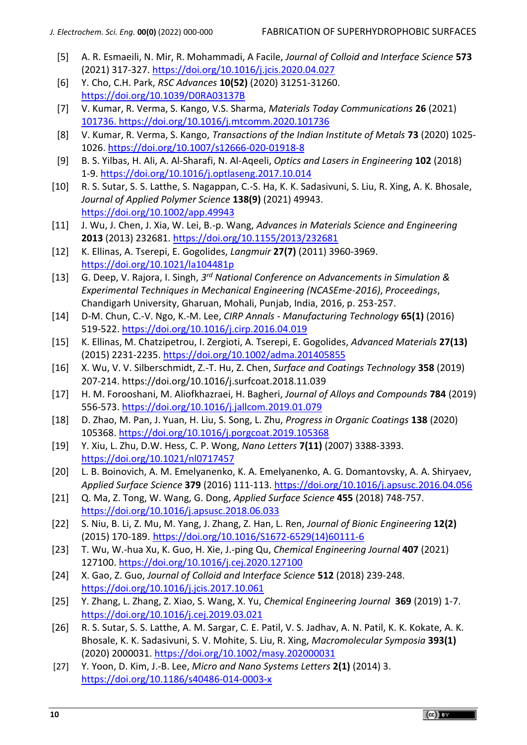[5] A. R. Esmaeili, N. Mir, R. Mohammadi, A Facile, *Journal of Colloid and Interface Science* **573** (2021) 317-327. https://doi.org/10.1016/j.jcis.2020.04.027

[6] Y. Cho, C.H. Park, *RSC Advances* **10(52)** (2020) 31251-31260. https://doi.org/10.1039/D0RA03137B

[7] V. Kumar, R. Verma, S. Kango, V.S. Sharma, *Materials Today Communications* **26** (2021) 101736. https://doi.org/10.1016/j.mtcomm.2020.101736

[8] V. Kumar, R. Verma, S. Kango, *Transactions of the Indian Institute of Metals* **73** (2020) 1025-1026. https://doi.org/10.1007/s12666-020-01918-8

[9] B. S. Yilbas, H. Ali, A. Al-Sharafi, N. Al-Aqeeli, *Optics and Lasers in Engineering* **102** (2018) 1-9. https://doi.org/10.1016/j.optlaseng.2017.10.014

[10] R. S. Sutar, S. S. Latthe, S. Nagappan, C.-S. Ha, K. K. Sadasivuni, S. Liu, R. Xing, A. K. Bhosale, *Journal of Applied Polymer Science* **138(9)** (2021) 49943. https://doi.org/10.1002/app.49943

[11] J. Wu, J. Chen, J. Xia, W. Lei, B.-p. Wang, *Advances in Materials Science and Engineering* **2013** (2013) 232681. https://doi.org/10.1155/2013/232681

[12] K. Ellinas, A. Tserepi, E. Gogolides, *Langmuir* **27(7)** (2011) 3960-3969. https://doi.org/10.1021/la104481p

[13] G. Deep, V. Rajora, I. Singh, *3rd National Conference on Advancements in Simulation & Experimental Techniques in Mechanical Engineering (NCASEme-2016)*, *Proceedings*, Chandigarh University, Gharuan, Mohali, Punjab, India, 2016, p. 253-257.

[14] D-M. Chun, C.-V. Ngo, K.-M. Lee, *CIRP Annals - Manufacturing Technology* **65(1)** (2016) 519-522. https://doi.org/10.1016/j.cirp.2016.04.019

[15] K. Ellinas, M. Chatzipetrou, I. Zergioti, A. Tserepi, E. Gogolides, *Advanced Materials* **27(13)** (2015) 2231-2235. https://doi.org/10.1002/adma.201405855

[16] X. Wu, V. V. Silberschmidt, Z.-T. Hu, Z. Chen, *Surface and Coatings Technology* **358** (2019) 207-214. https://doi.org/10.1016/j.surfcoat.2018.11.039

[17] H. M. Forooshani, M. Aliofkhazraei, H. Bagheri, *Journal of Alloys and Compounds* **784** (2019) 556-573. https://doi.org/10.1016/j.jallcom.2019.01.079

[18] D. Zhao, M. Pan, J. Yuan, H. Liu, S. Song, L. Zhu, *Progress in Organic Coatings* **138** (2020) 105368. https://doi.org/10.1016/j.porgcoat.2019.105368

[19] Y. Xiu, L. Zhu, D.W. Hess, C. P. Wong, *Nano Letters* **7(11)** (2007) 3388-3393. https://doi.org/10.1021/nl0717457

[20] L. B. Boinovich, A. M. Emelyanenko, K. A. Emelyanenko, A. G. Domantovsky, A. A. Shiryaev, *Applied Surface Science* **379** (2016) 111-113. https://doi.org/10.1016/j.apsusc.2016.04.056

[21] Q. Ma, Z. Tong, W. Wang, G. Dong, *Applied Surface Science* **455** (2018) 748-757. https://doi.org/10.1016/j.apsusc.2018.06.033

[22] S. Niu, B. Li, Z. Mu, M. Yang, J. Zhang, Z. Han, L. Ren, *Journal of Bionic Engineering* **12(2)** (2015) 170-189. https://doi.org/10.1016/S1672-6529(14)60111-6

[23] T. Wu, W.-hua Xu, K. Guo, H. Xie, J.-ping Qu, *Chemical Engineering Journal* **407** (2021) 127100. https://doi.org/10.1016/j.cej.2020.127100

[24] X. Gao, Z. Guo, *Journal of Colloid and Interface Science* **512** (2018) 239-248. https://doi.org/10.1016/j.jcis.2017.10.061

[25] Y. Zhang, L. Zhang, Z. Xiao, S. Wang, X. Yu, *Chemical Engineering Journal* **369** (2019) 1-7. https://doi.org/10.1016/j.cej.2019.03.021

[26] R. S. Sutar, S. S. Latthe, A. M. Sargar, C. E. Patil, V. S. Jadhav, A. N. Patil, K. K. Kokate, A. K. Bhosale, K. K. Sadasivuni, S. V. Mohite, S. Liu, R. Xing, *Macromolecular Symposia* **393(1)** (2020) 2000031. https://doi.org/10.1002/masy.202000031

[27] Y. Yoon, D. Kim, J.-B. Lee, *Micro and Nano Systems Letters* **2(1)** (2014) 3. https://doi.org/10.1186/s40486-014-0003-x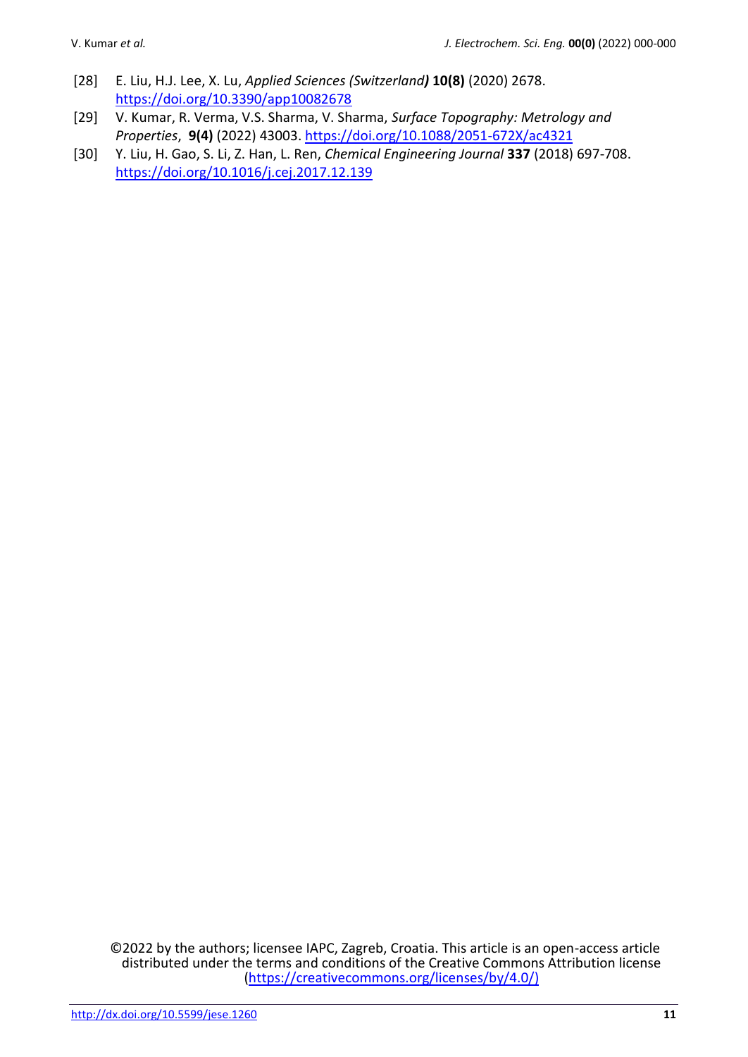[28] E. Liu, H.J. Lee, X. Lu, *Applied Sciences (Switzerland)* **10(8)** (2020) 2678. https://doi.org/10.3390/app10082678

[29] V. Kumar, R. Verma, V.S. Sharma, V. Sharma, *Surface Topography: Metrology and Properties*, **9(4)** (2022) 43003. https://doi.org/10.1088/2051-672X/ac4321

[30] Y. Liu, H. Gao, S. Li, Z. Han, L. Ren, *Chemical Engineering Journal* **337** (2018) 697-708. https://doi.org/10.1016/j.cej.2017.12.139

©2022 by the authors; licensee IAPC, Zagreb, Croatia. This article is an open-access article distributed under the terms and conditions of the Creative Commons Attribution license (https://creativecommons.org/licenses/by/4.0/)